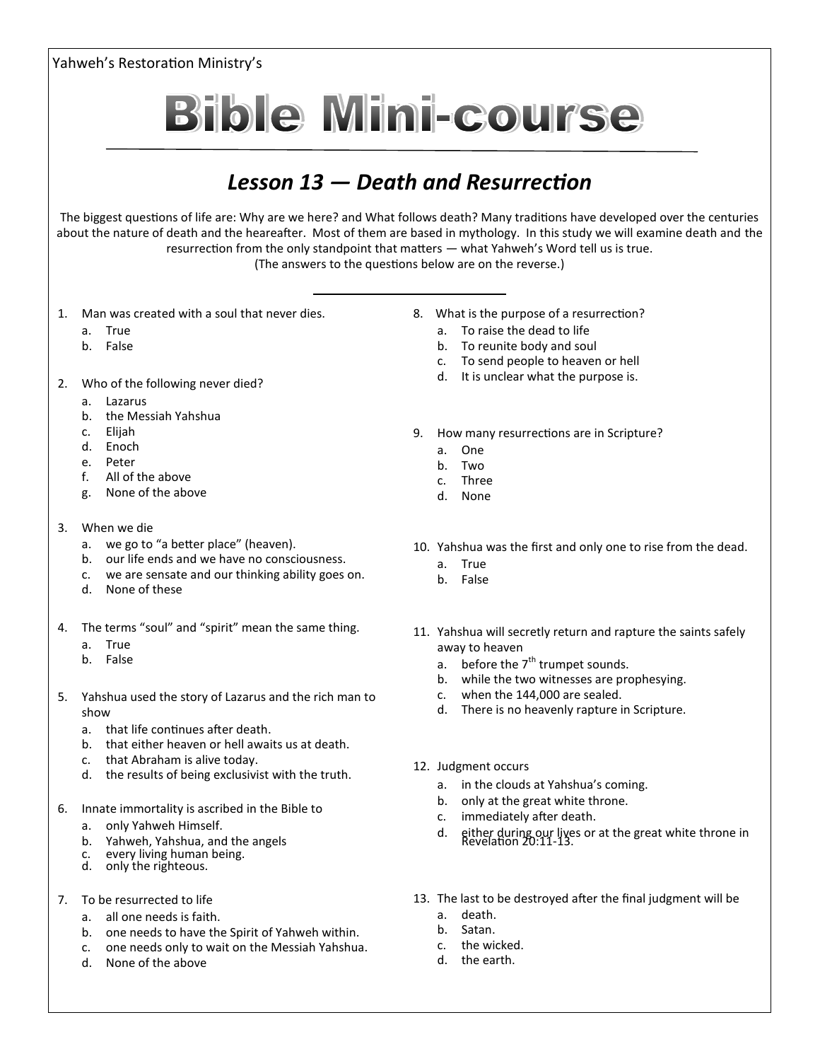Yahweh's Restoration Ministry's

# Bible Mini-course

## *Lesson 13 — Death and Resurrection*

The biggest questions of life are: Why are we here? and What follows death? Many traditions have developed over the centuries about the nature of death and the heareafter. Most of them are based in mythology. In this study we will examine death and the resurrection from the only standpoint that matters — what Yahweh's Word tell us is true.
(The answers to the questions below are on the reverse.)

1. Man was created with a soul that never dies.
   a. True
   b. False

2. Who of the following never died?
   a. Lazarus
   b. the Messiah Yahshua
   c. Elijah
   d. Enoch
   e. Peter
   f. All of the above
   g. None of the above

3. When we die
   a. we go to "a better place" (heaven).
   b. our life ends and we have no consciousness.
   c. we are sensate and our thinking ability goes on.
   d. None of these

4. The terms "soul" and "spirit" mean the same thing.
   a. True
   b. False

5. Yahshua used the story of Lazarus and the rich man to show
   a. that life continues after death.
   b. that either heaven or hell awaits us at death.
   c. that Abraham is alive today.
   d. the results of being exclusivist with the truth.

6. Innate immortality is ascribed in the Bible to
   a. only Yahweh Himself.
   b. Yahweh, Yahshua, and the angels
   c. every living human being.
   d. only the righteous.

7. To be resurrected to life
   a. all one needs is faith.
   b. one needs to have the Spirit of Yahweh within.
   c. one needs only to wait on the Messiah Yahshua.
   d. None of the above

8. What is the purpose of a resurrection?
   a. To raise the dead to life
   b. To reunite body and soul
   c. To send people to heaven or hell
   d. It is unclear what the purpose is.

9. How many resurrections are in Scripture?
   a. One
   b. Two
   c. Three
   d. None

10. Yahshua was the first and only one to rise from the dead.
    a. True
    b. False

11. Yahshua will secretly return and rapture the saints safely away to heaven
    a. before the 7th trumpet sounds.
    b. while the two witnesses are prophesying.
    c. when the 144,000 are sealed.
    d. There is no heavenly rapture in Scripture.

12. Judgment occurs
    a. in the clouds at Yahshua's coming.
    b. only at the great white throne.
    c. immediately after death.
    d. either during our lives or at the great white throne in Revelation 20:11-13.

13. The last to be destroyed after the final judgment will be
    a. death.
    b. Satan.
    c. the wicked.
    d. the earth.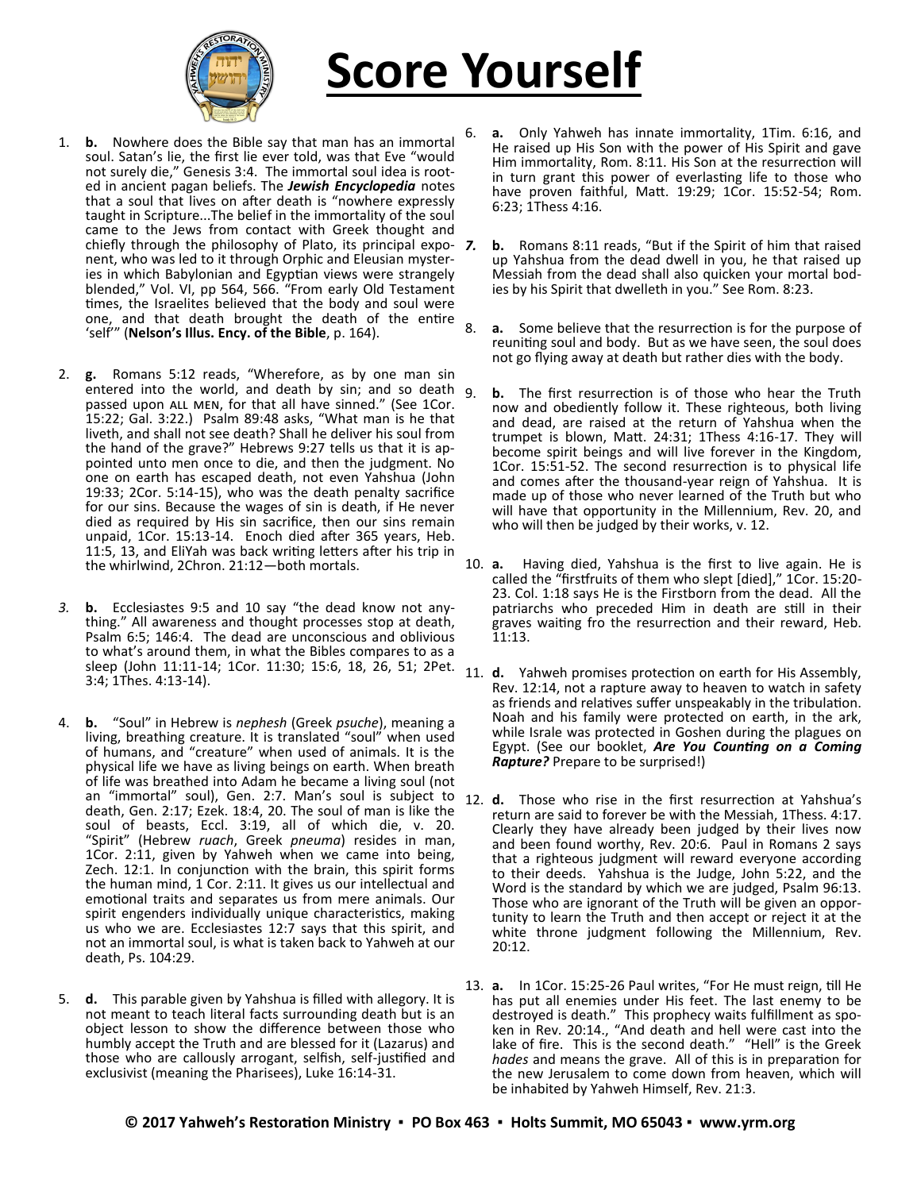# Score Yourself

1. **b.** Nowhere does the Bible say that man has an immortal soul. Satan's lie, the first lie ever told, was that Eve "would not surely die," Genesis 3:4. The immortal soul idea is rooted in ancient pagan beliefs. The ***Jewish Encyclopedia*** notes that a soul that lives on after death is "nowhere expressly taught in Scripture...The belief in the immortality of the soul came to the Jews from contact with Greek thought and chiefly through the philosophy of Plato, its principal exponent, who was led to it through Orphic and Eleusinian mysteries in which Babylonian and Egyptian views were strangely blended," Vol. VI, pp 564, 566. "From early Old Testament times, the Israelites believed that the body and soul were one, and that death brought the death of the entire 'self'" (**Nelson's Illus. Ency. of the Bible**, p. 164).

2. **g.** Romans 5:12 reads, "Wherefore, as by one man sin entered into the world, and death by sin; and so death passed upon ALL MEN, for that all have sinned." (See 1Cor. 15:22; Gal. 3:22.) Psalm 89:48 asks, "What man is he that liveth, and shall not see death? Shall he deliver his soul from the hand of the grave?" Hebrews 9:27 tells us that it is appointed unto men once to die, and then the judgment. No one on earth has escaped death, not even Yahshua (John 19:33; 2Cor. 5:14-15), who was the death penalty sacrifice for our sins. Because the wages of sin is death, if He never died as required by His sin sacrifice, then our sins remain unpaid, 1Cor. 15:13-14. Enoch died after 365 years, Heb. 11:5, 13, and EliYah was back writing letters after his trip in the whirlwind, 2Chron. 21:12—both mortals.

3. **b.** Ecclesiastes 9:5 and 10 say "the dead know not anything." All awareness and thought processes stop at death, Psalm 6:5; 146:4. The dead are unconscious and oblivious to what's around them, in what the Bibles compares to as a sleep (John 11:11-14; 1Cor. 11:30; 15:6, 18, 26, 51; 2Pet. 3:4; 1Thes. 4:13-14).

4. **b.** "Soul" in Hebrew is *nephesh* (Greek *psuche*), meaning a living, breathing creature. It is translated "soul" when used of humans, and "creature" when used of animals. It is the physical life we have as living beings on earth. When breath of life was breathed into Adam he became a living soul (not an "immortal" soul), Gen. 2:7. Man's soul is subject to death, Gen. 2:17; Ezek. 18:4, 20. The soul of man is like the soul of beasts, Eccl. 3:19, all of which die, v. 20. "Spirit" (Hebrew *ruach*, Greek *pneuma*) resides in man, 1Cor. 2:11, given by Yahweh when we came into being, Zech. 12:1. In conjunction with the brain, this spirit forms the human mind, 1 Cor. 2:11. It gives us our intellectual and emotional traits and separates us from mere animals. Our spirit engenders individually unique characteristics, making us who we are. Ecclesiastes 12:7 says that this spirit, and not an immortal soul, is what is taken back to Yahweh at our death, Ps. 104:29.

5. **d.** This parable given by Yahshua is filled with allegory. It is not meant to teach literal facts surrounding death but is an object lesson to show the difference between those who humbly accept the Truth and are blessed for it (Lazarus) and those who are callously arrogant, selfish, self-justified and exclusivist (meaning the Pharisees), Luke 16:14-31.

6. **a.** Only Yahweh has innate immortality, 1Tim. 6:16, and He raised up His Son with the power of His Spirit and gave Him immortality, Rom. 8:11. His Son at the resurrection will in turn grant this power of everlasting life to those who have proven faithful, Matt. 19:29; 1Cor. 15:52-54; Rom. 6:23; 1Thess 4:16.

7. **b.** Romans 8:11 reads, "But if the Spirit of him that raised up Yahshua from the dead dwell in you, he that raised up Messiah from the dead shall also quicken your mortal bodies by his Spirit that dwelleth in you." See Rom. 8:23.

8. **a.** Some believe that the resurrection is for the purpose of reuniting soul and body. But as we have seen, the soul does not go flying away at death but rather dies with the body.

9. **b.** The first resurrection is of those who hear the Truth now and obediently follow it. These righteous, both living and dead, are raised at the return of Yahshua when the trumpet is blown, Matt. 24:31; 1Thess 4:16-17. They will become spirit beings and will live forever in the Kingdom, 1Cor. 15:51-52. The second resurrection is to physical life and comes after the thousand-year reign of Yahshua. It is made up of those who never learned of the Truth but who will have that opportunity in the Millennium, Rev. 20, and who will then be judged by their works, v. 12.

10. **a.** Having died, Yahshua is the first to live again. He is called the "firstfruits of them who slept [died]," 1Cor. 15:20-23. Col. 1:18 says He is the Firstborn from the dead. All the patriarchs who preceded Him in death are still in their graves waiting fro the resurrection and their reward, Heb. 11:13.

11. **d.** Yahweh promises protection on earth for His Assembly, Rev. 12:14, not a rapture away to heaven to watch in safety as friends and relatives suffer unspeakably in the tribulation. Noah and his family were protected on earth, in the ark, while Israle was protected in Goshen during the plagues on Egypt. (See our booklet, ***Are You Counting on a Coming Rapture?*** Prepare to be surprised!)

12. **d.** Those who rise in the first resurrection at Yahshua's return are said to forever be with the Messiah, 1Thess. 4:17. Clearly they have already been judged by their lives now and been found worthy, Rev. 20:6. Paul in Romans 2 says that a righteous judgment will reward everyone according to their deeds. Yahshua is the Judge, John 5:22, and the Word is the standard by which we are judged, Psalm 96:13. Those who are ignorant of the Truth will be given an opportunity to learn the Truth and then accept or reject it at the white throne judgment following the Millennium, Rev. 20:12.

13. **a.** In 1Cor. 15:25-26 Paul writes, "For He must reign, till He has put all enemies under His feet. The last enemy to be destroyed is death." This prophecy waits fulfillment as spoken in Rev. 20:14., "And death and hell were cast into the lake of fire. This is the second death." "Hell" is the Greek *hades* and means the grave. All of this is in preparation for the new Jerusalem to come down from heaven, which will be inhabited by Yahweh Himself, Rev. 21:3.

**© 2017 Yahweh's Restoration Ministry ▪ PO Box 463 ▪ Holts Summit, MO 65043 ▪ www.yrm.org**